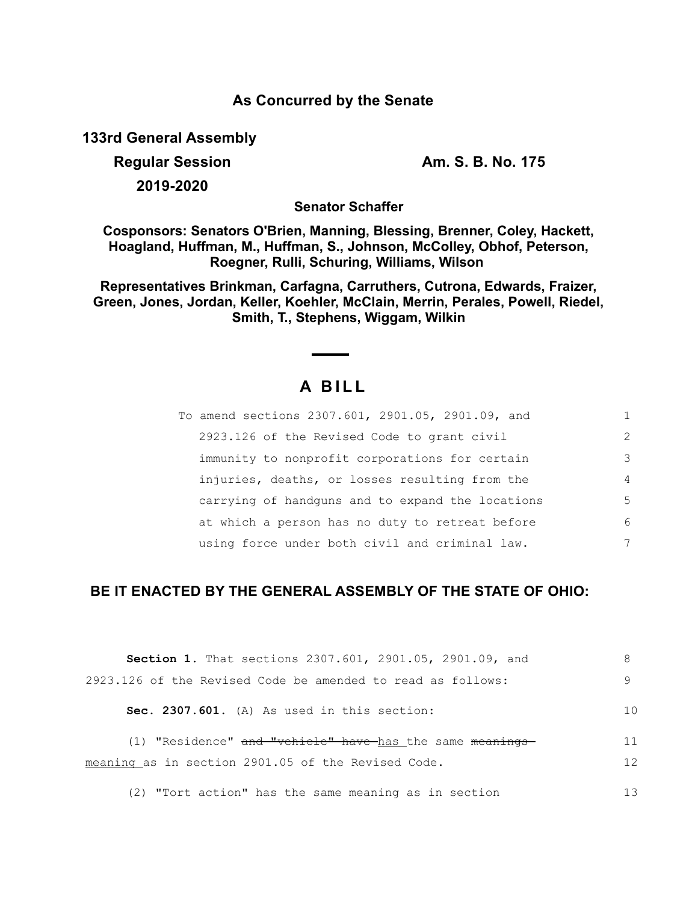**As Concurred by the Senate**

**133rd General Assembly**

**Regular Session** **Am. S. B. No. 175**

**2019-2020**

**Senator Schaffer**

**Cosponsors: Senators O'Brien, Manning, Blessing, Brenner, Coley, Hackett, Hoagland, Huffman, M., Huffman, S., Johnson, McColley, Obhof, Peterson, Roegner, Rulli, Schuring, Williams, Wilson**

**Representatives Brinkman, Carfagna, Carruthers, Cutrona, Edwards, Fraizer, Green, Jones, Jordan, Keller, Koehler, McClain, Merrin, Perales, Powell, Riedel, Smith, T., Stephens, Wiggam, Wilkin**

# A BILL

To amend sections 2307.601, 2901.05, 2901.09, and 2923.126 of the Revised Code to grant civil immunity to nonprofit corporations for certain injuries, deaths, or losses resulting from the carrying of handguns and to expand the locations at which a person has no duty to retreat before using force under both civil and criminal law.

**BE IT ENACTED BY THE GENERAL ASSEMBLY OF THE STATE OF OHIO:**

**Section 1.** That sections 2307.601, 2901.05, 2901.09, and 2923.126 of the Revised Code be amended to read as follows:

**Sec. 2307.601.** (A) As used in this section:

(1) "Residence" ~~and "vehicle" have~~ has the same ~~meanings~~ meaning as in section 2901.05 of the Revised Code.

(2) "Tort action" has the same meaning as in section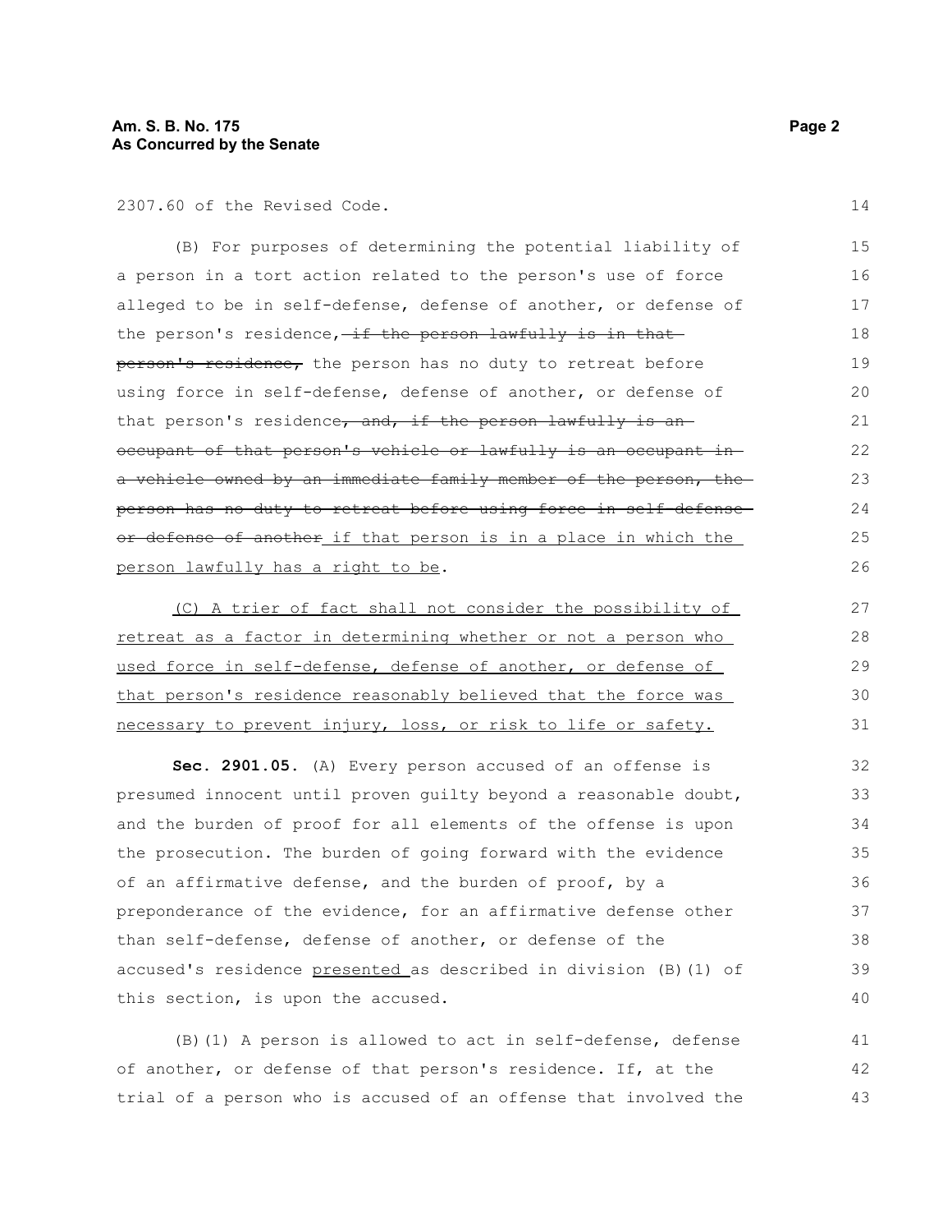2307.60 of the Revised Code.

(B) For purposes of determining the potential liability of a person in a tort action related to the person's use of force alleged to be in self-defense, defense of another, or defense of the person's residence, ~~if the person lawfully is in that person's residence,~~ the person has no duty to retreat before using force in self-defense, defense of another, or defense of that person's residence~~, and, if the person lawfully is an occupant of that person's vehicle or lawfully is an occupant in a vehicle owned by an immediate family member of the person, the person has no duty to retreat before using force in self-defense or defense of another~~ <u>if that person is in a place in which the person lawfully has a right to be</u>.

<u>(C) A trier of fact shall not consider the possibility of retreat as a factor in determining whether or not a person who used force in self-defense, defense of another, or defense of that person's residence reasonably believed that the force was necessary to prevent injury, loss, or risk to life or safety.</u>

**Sec. 2901.05.** (A) Every person accused of an offense is presumed innocent until proven guilty beyond a reasonable doubt, and the burden of proof for all elements of the offense is upon the prosecution. The burden of going forward with the evidence of an affirmative defense, and the burden of proof, by a preponderance of the evidence, for an affirmative defense other than self-defense, defense of another, or defense of the accused's residence <u>presented</u> as described in division (B)(1) of this section, is upon the accused.

(B)(1) A person is allowed to act in self-defense, defense of another, or defense of that person's residence. If, at the trial of a person who is accused of an offense that involved the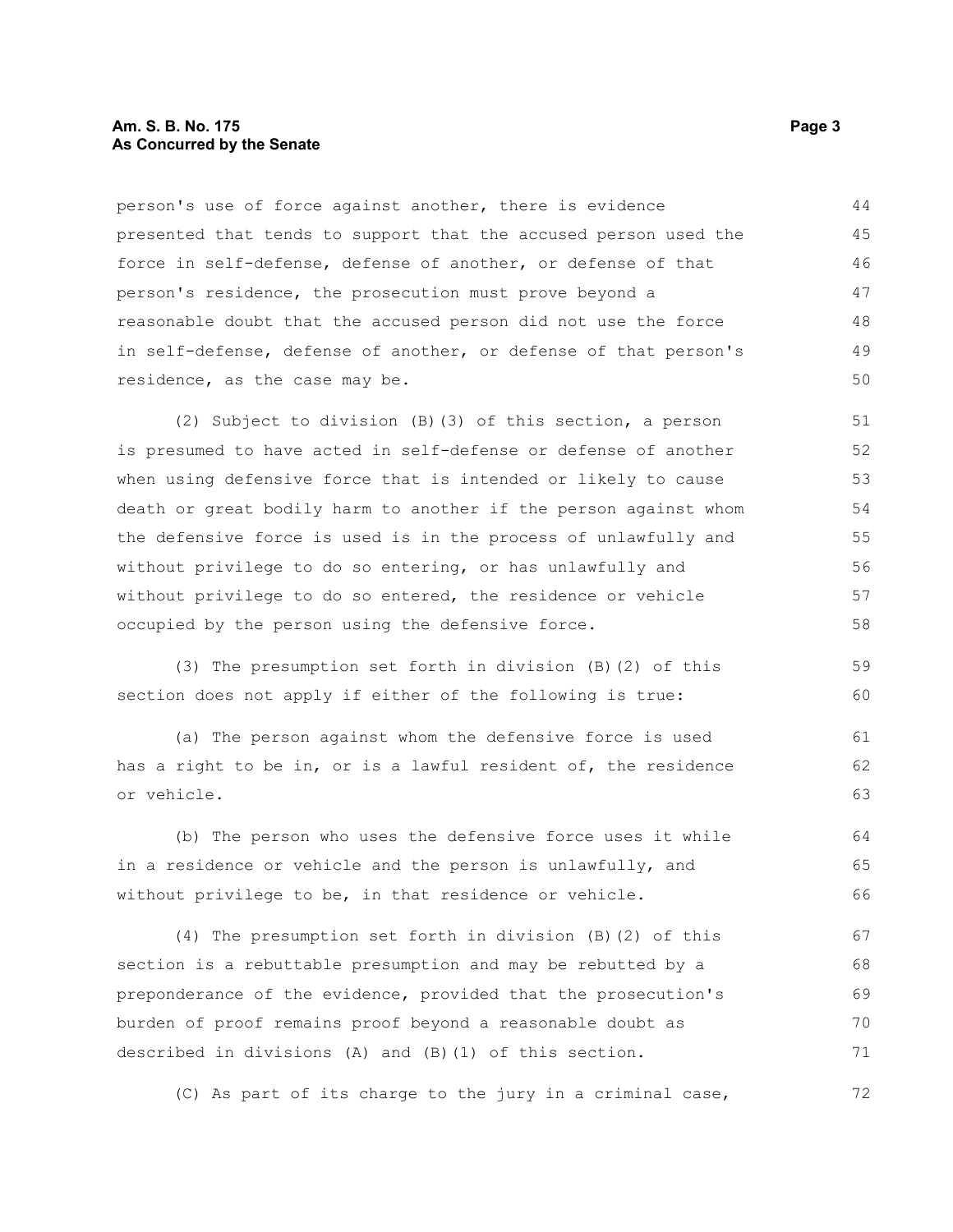person's use of force against another, there is evidence presented that tends to support that the accused person used the force in self-defense, defense of another, or defense of that person's residence, the prosecution must prove beyond a reasonable doubt that the accused person did not use the force in self-defense, defense of another, or defense of that person's residence, as the case may be.

(2) Subject to division (B)(3) of this section, a person is presumed to have acted in self-defense or defense of another when using defensive force that is intended or likely to cause death or great bodily harm to another if the person against whom the defensive force is used is in the process of unlawfully and without privilege to do so entering, or has unlawfully and without privilege to do so entered, the residence or vehicle occupied by the person using the defensive force.

(3) The presumption set forth in division (B)(2) of this section does not apply if either of the following is true:

(a) The person against whom the defensive force is used has a right to be in, or is a lawful resident of, the residence or vehicle.

(b) The person who uses the defensive force uses it while in a residence or vehicle and the person is unlawfully, and without privilege to be, in that residence or vehicle.

(4) The presumption set forth in division (B)(2) of this section is a rebuttable presumption and may be rebutted by a preponderance of the evidence, provided that the prosecution's burden of proof remains proof beyond a reasonable doubt as described in divisions (A) and (B)(1) of this section.

(C) As part of its charge to the jury in a criminal case,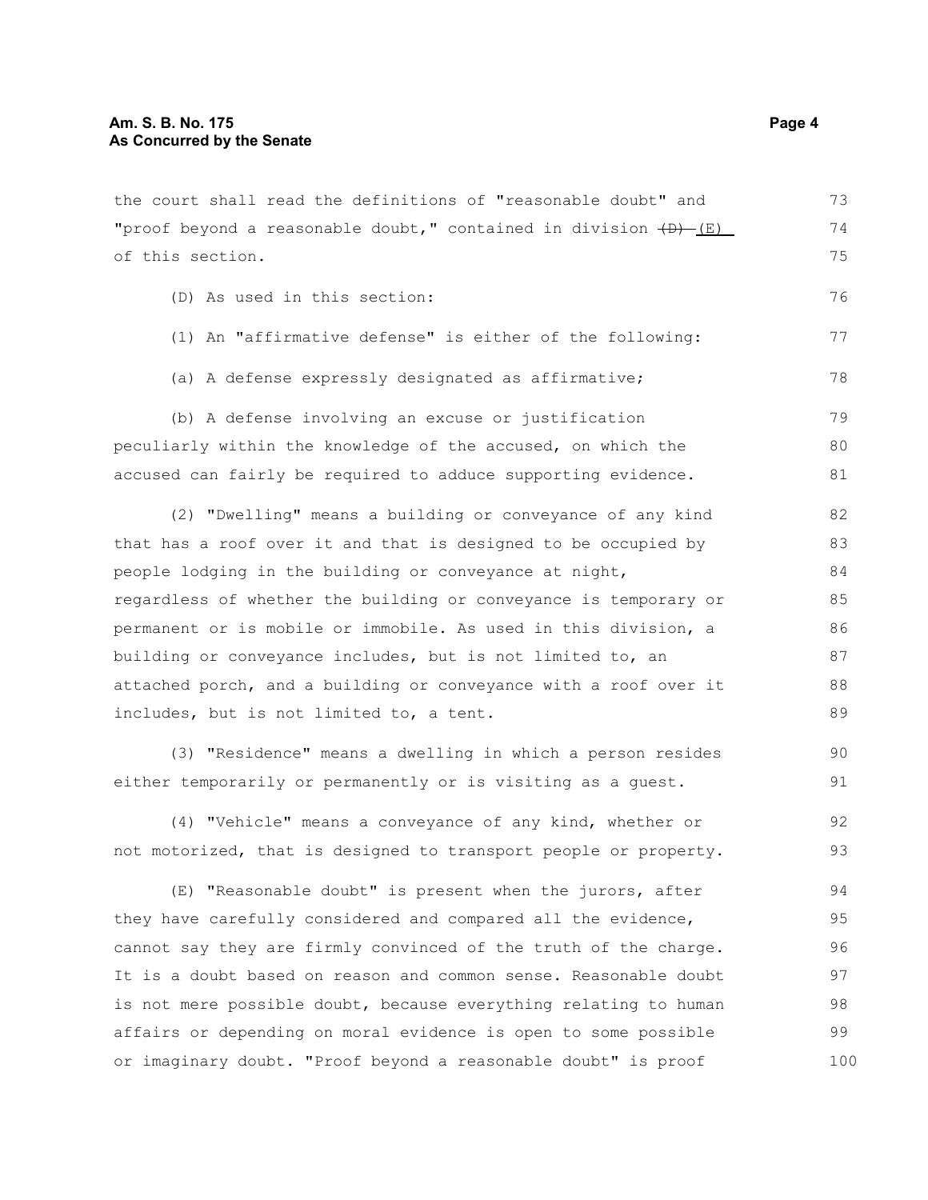the court shall read the definitions of "reasonable doubt" and "proof beyond a reasonable doubt," contained in division ~~(D)~~ (E) of this section.

(D) As used in this section:

(1) An "affirmative defense" is either of the following:

(a) A defense expressly designated as affirmative;

(b) A defense involving an excuse or justification peculiarly within the knowledge of the accused, on which the accused can fairly be required to adduce supporting evidence.

(2) "Dwelling" means a building or conveyance of any kind that has a roof over it and that is designed to be occupied by people lodging in the building or conveyance at night, regardless of whether the building or conveyance is temporary or permanent or is mobile or immobile. As used in this division, a building or conveyance includes, but is not limited to, an attached porch, and a building or conveyance with a roof over it includes, but is not limited to, a tent.

(3) "Residence" means a dwelling in which a person resides either temporarily or permanently or is visiting as a guest.

(4) "Vehicle" means a conveyance of any kind, whether or not motorized, that is designed to transport people or property.

(E) "Reasonable doubt" is present when the jurors, after they have carefully considered and compared all the evidence, cannot say they are firmly convinced of the truth of the charge. It is a doubt based on reason and common sense. Reasonable doubt is not mere possible doubt, because everything relating to human affairs or depending on moral evidence is open to some possible or imaginary doubt. "Proof beyond a reasonable doubt" is proof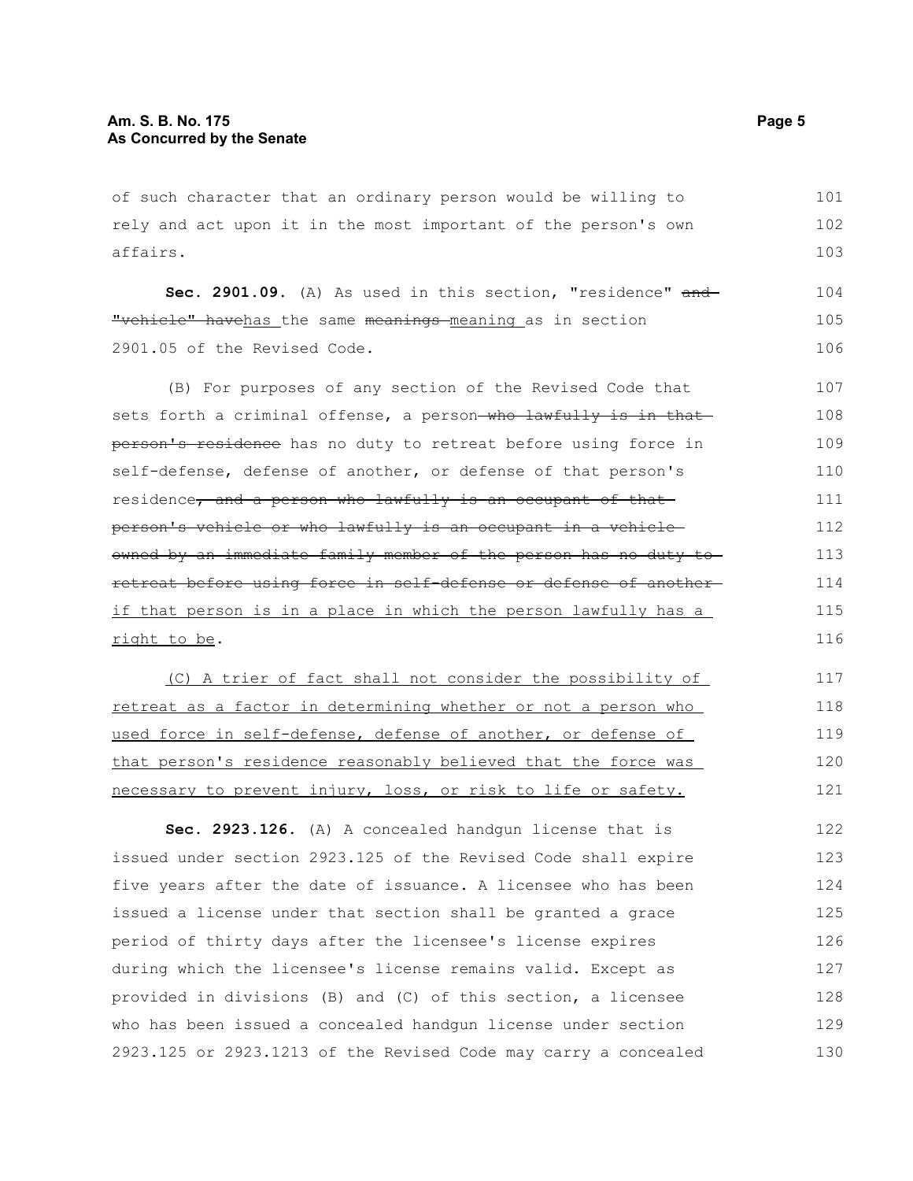of such character that an ordinary person would be willing to rely and act upon it in the most important of the person's own affairs.

**Sec. 2901.09.** (A) As used in this section, "residence" ~~and "vehicle" have~~<u>has</u> the same ~~meanings~~ <u>meaning</u> as in section 2901.05 of the Revised Code.

(B) For purposes of any section of the Revised Code that sets forth a criminal offense, a person ~~who lawfully is in that person's residence~~ has no duty to retreat before using force in self-defense, defense of another, or defense of that person's residence~~, and a person who lawfully is an occupant of that person's vehicle or who lawfully is an occupant in a vehicle owned by an immediate family member of the person has no duty to retreat before using force in self-defense or defense of another~~ <u>if that person is in a place in which the person lawfully has a right to be</u>.

<u>(C) A trier of fact shall not consider the possibility of retreat as a factor in determining whether or not a person who used force in self-defense, defense of another, or defense of that person's residence reasonably believed that the force was necessary to prevent injury, loss, or risk to life or safety.</u>

**Sec. 2923.126.** (A) A concealed handgun license that is issued under section 2923.125 of the Revised Code shall expire five years after the date of issuance. A licensee who has been issued a license under that section shall be granted a grace period of thirty days after the licensee's license expires during which the licensee's license remains valid. Except as provided in divisions (B) and (C) of this section, a licensee who has been issued a concealed handgun license under section 2923.125 or 2923.1213 of the Revised Code may carry a concealed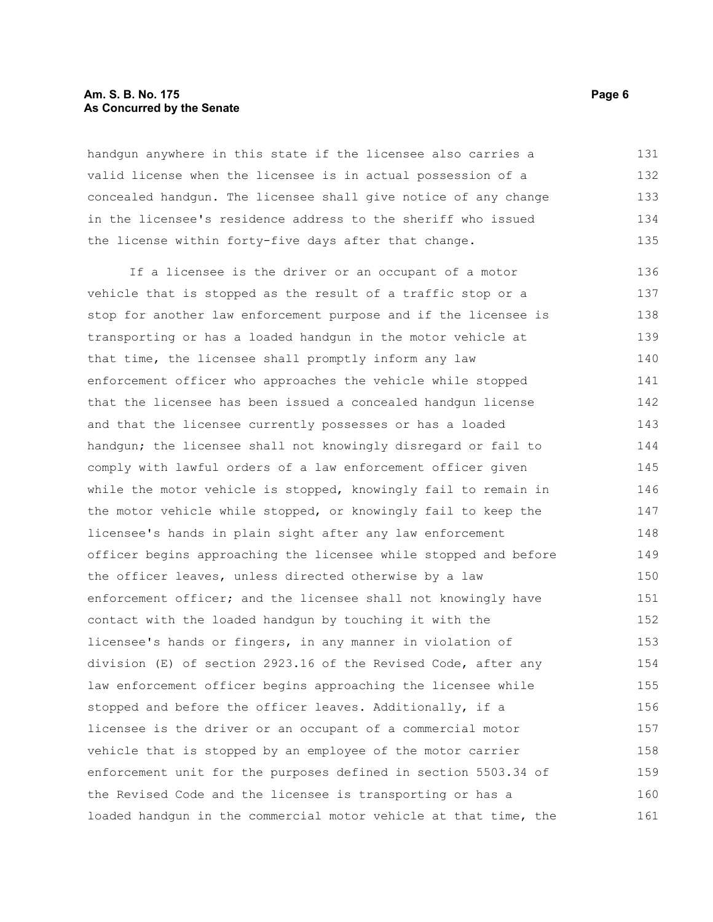handgun anywhere in this state if the licensee also carries a valid license when the licensee is in actual possession of a concealed handgun. The licensee shall give notice of any change in the licensee's residence address to the sheriff who issued the license within forty-five days after that change.

If a licensee is the driver or an occupant of a motor vehicle that is stopped as the result of a traffic stop or a stop for another law enforcement purpose and if the licensee is transporting or has a loaded handgun in the motor vehicle at that time, the licensee shall promptly inform any law enforcement officer who approaches the vehicle while stopped that the licensee has been issued a concealed handgun license and that the licensee currently possesses or has a loaded handgun; the licensee shall not knowingly disregard or fail to comply with lawful orders of a law enforcement officer given while the motor vehicle is stopped, knowingly fail to remain in the motor vehicle while stopped, or knowingly fail to keep the licensee's hands in plain sight after any law enforcement officer begins approaching the licensee while stopped and before the officer leaves, unless directed otherwise by a law enforcement officer; and the licensee shall not knowingly have contact with the loaded handgun by touching it with the licensee's hands or fingers, in any manner in violation of division (E) of section 2923.16 of the Revised Code, after any law enforcement officer begins approaching the licensee while stopped and before the officer leaves. Additionally, if a licensee is the driver or an occupant of a commercial motor vehicle that is stopped by an employee of the motor carrier enforcement unit for the purposes defined in section 5503.34 of the Revised Code and the licensee is transporting or has a loaded handgun in the commercial motor vehicle at that time, the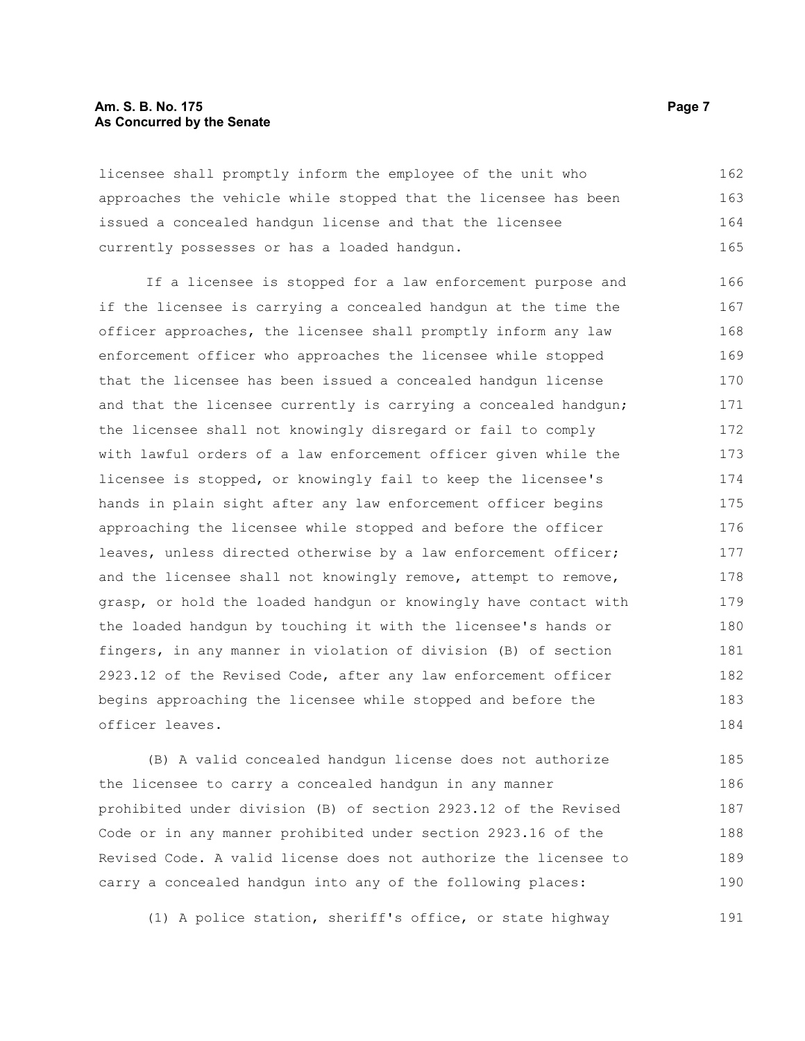licensee shall promptly inform the employee of the unit who approaches the vehicle while stopped that the licensee has been issued a concealed handgun license and that the licensee currently possesses or has a loaded handgun.

If a licensee is stopped for a law enforcement purpose and if the licensee is carrying a concealed handgun at the time the officer approaches, the licensee shall promptly inform any law enforcement officer who approaches the licensee while stopped that the licensee has been issued a concealed handgun license and that the licensee currently is carrying a concealed handgun; the licensee shall not knowingly disregard or fail to comply with lawful orders of a law enforcement officer given while the licensee is stopped, or knowingly fail to keep the licensee's hands in plain sight after any law enforcement officer begins approaching the licensee while stopped and before the officer leaves, unless directed otherwise by a law enforcement officer; and the licensee shall not knowingly remove, attempt to remove, grasp, or hold the loaded handgun or knowingly have contact with the loaded handgun by touching it with the licensee's hands or fingers, in any manner in violation of division (B) of section 2923.12 of the Revised Code, after any law enforcement officer begins approaching the licensee while stopped and before the officer leaves.

(B) A valid concealed handgun license does not authorize the licensee to carry a concealed handgun in any manner prohibited under division (B) of section 2923.12 of the Revised Code or in any manner prohibited under section 2923.16 of the Revised Code. A valid license does not authorize the licensee to carry a concealed handgun into any of the following places:

(1) A police station, sheriff's office, or state highway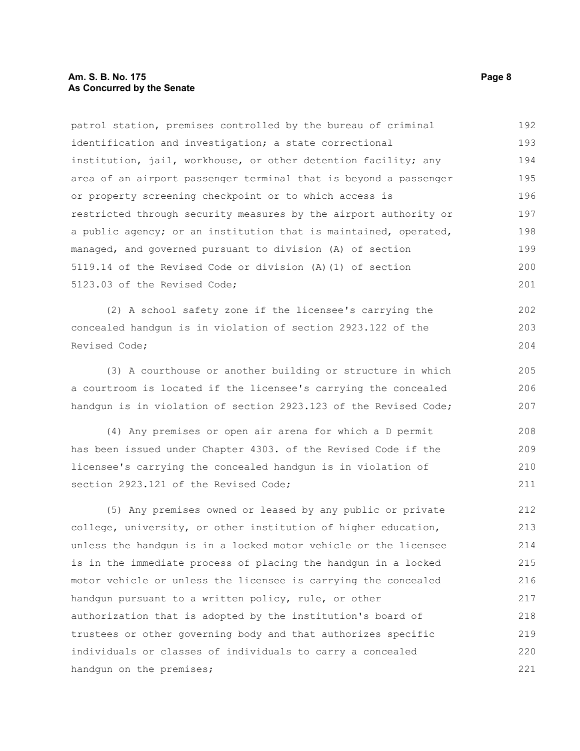patrol station, premises controlled by the bureau of criminal identification and investigation; a state correctional institution, jail, workhouse, or other detention facility; any area of an airport passenger terminal that is beyond a passenger or property screening checkpoint or to which access is restricted through security measures by the airport authority or a public agency; or an institution that is maintained, operated, managed, and governed pursuant to division (A) of section 5119.14 of the Revised Code or division (A)(1) of section 5123.03 of the Revised Code;

(2) A school safety zone if the licensee's carrying the concealed handgun is in violation of section 2923.122 of the Revised Code;

(3) A courthouse or another building or structure in which a courtroom is located if the licensee's carrying the concealed handgun is in violation of section 2923.123 of the Revised Code;

(4) Any premises or open air arena for which a D permit has been issued under Chapter 4303. of the Revised Code if the licensee's carrying the concealed handgun is in violation of section 2923.121 of the Revised Code;

(5) Any premises owned or leased by any public or private college, university, or other institution of higher education, unless the handgun is in a locked motor vehicle or the licensee is in the immediate process of placing the handgun in a locked motor vehicle or unless the licensee is carrying the concealed handgun pursuant to a written policy, rule, or other authorization that is adopted by the institution's board of trustees or other governing body and that authorizes specific individuals or classes of individuals to carry a concealed handgun on the premises;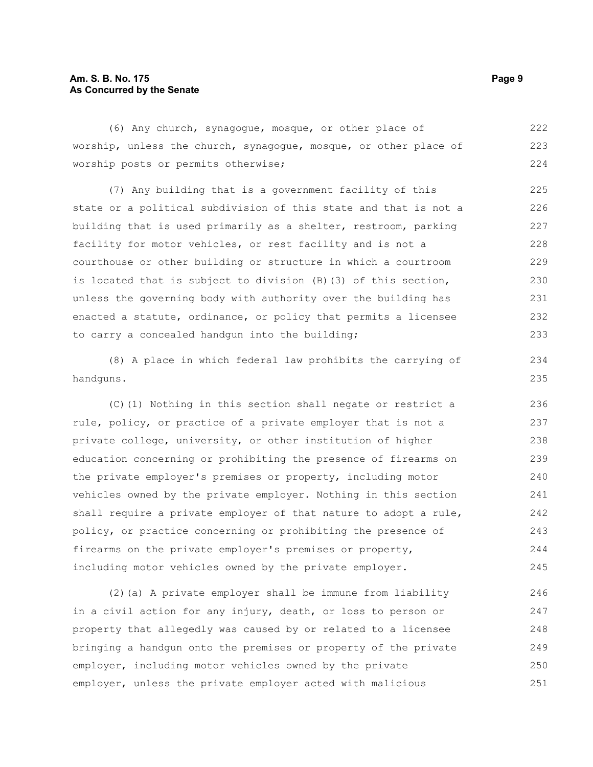(6) Any church, synagogue, mosque, or other place of worship, unless the church, synagogue, mosque, or other place of worship posts or permits otherwise;

(7) Any building that is a government facility of this state or a political subdivision of this state and that is not a building that is used primarily as a shelter, restroom, parking facility for motor vehicles, or rest facility and is not a courthouse or other building or structure in which a courtroom is located that is subject to division (B)(3) of this section, unless the governing body with authority over the building has enacted a statute, ordinance, or policy that permits a licensee to carry a concealed handgun into the building;

(8) A place in which federal law prohibits the carrying of handguns.

(C)(1) Nothing in this section shall negate or restrict a rule, policy, or practice of a private employer that is not a private college, university, or other institution of higher education concerning or prohibiting the presence of firearms on the private employer's premises or property, including motor vehicles owned by the private employer. Nothing in this section shall require a private employer of that nature to adopt a rule, policy, or practice concerning or prohibiting the presence of firearms on the private employer's premises or property, including motor vehicles owned by the private employer.

(2)(a) A private employer shall be immune from liability in a civil action for any injury, death, or loss to person or property that allegedly was caused by or related to a licensee bringing a handgun onto the premises or property of the private employer, including motor vehicles owned by the private employer, unless the private employer acted with malicious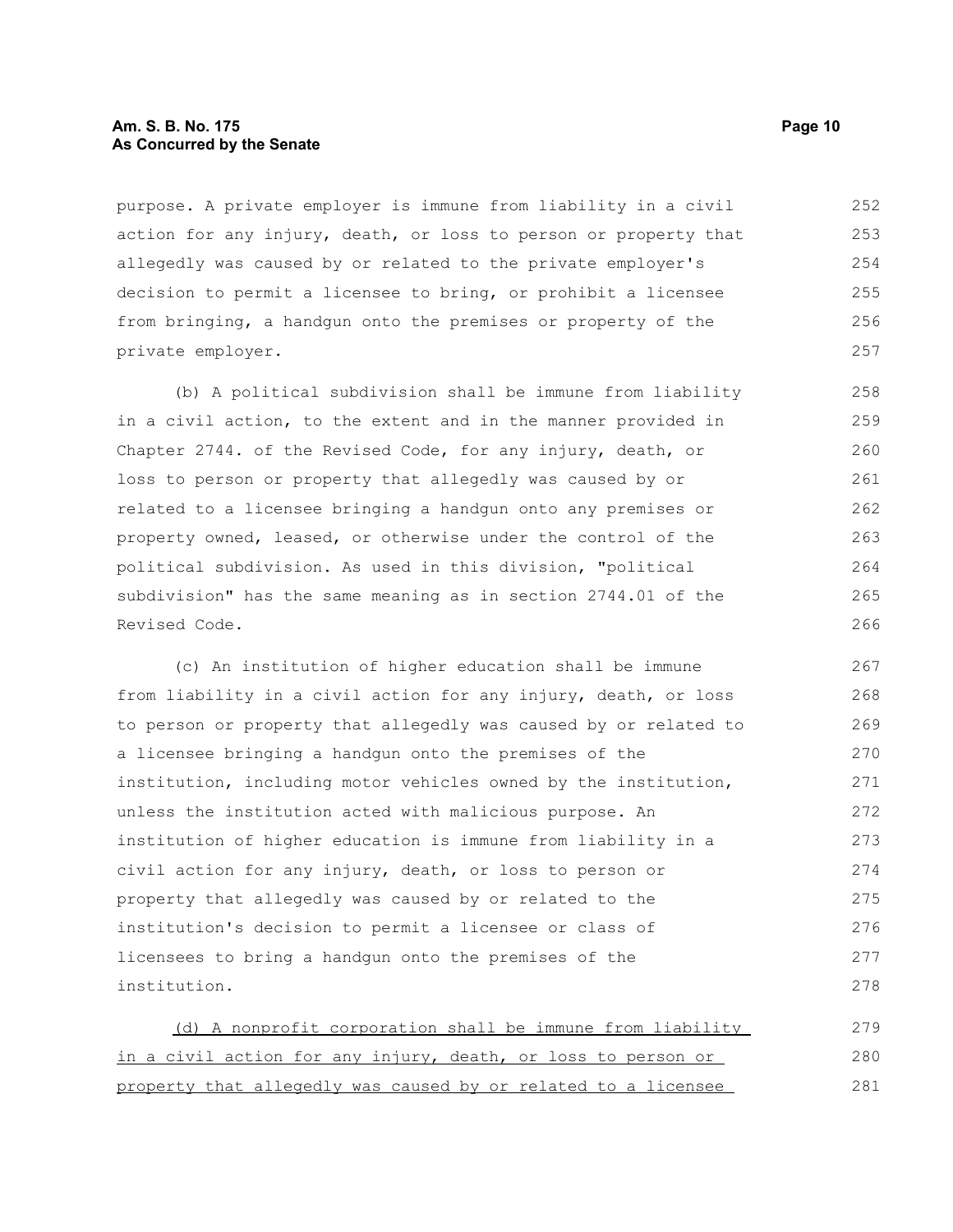purpose. A private employer is immune from liability in a civil action for any injury, death, or loss to person or property that allegedly was caused by or related to the private employer's decision to permit a licensee to bring, or prohibit a licensee from bringing, a handgun onto the premises or property of the private employer.

(b) A political subdivision shall be immune from liability in a civil action, to the extent and in the manner provided in Chapter 2744. of the Revised Code, for any injury, death, or loss to person or property that allegedly was caused by or related to a licensee bringing a handgun onto any premises or property owned, leased, or otherwise under the control of the political subdivision. As used in this division, "political subdivision" has the same meaning as in section 2744.01 of the Revised Code.

(c) An institution of higher education shall be immune from liability in a civil action for any injury, death, or loss to person or property that allegedly was caused by or related to a licensee bringing a handgun onto the premises of the institution, including motor vehicles owned by the institution, unless the institution acted with malicious purpose. An institution of higher education is immune from liability in a civil action for any injury, death, or loss to person or property that allegedly was caused by or related to the institution's decision to permit a licensee or class of licensees to bring a handgun onto the premises of the institution.

<u>(d) A nonprofit corporation shall be immune from liability in a civil action for any injury, death, or loss to person or property that allegedly was caused by or related to a licensee</u>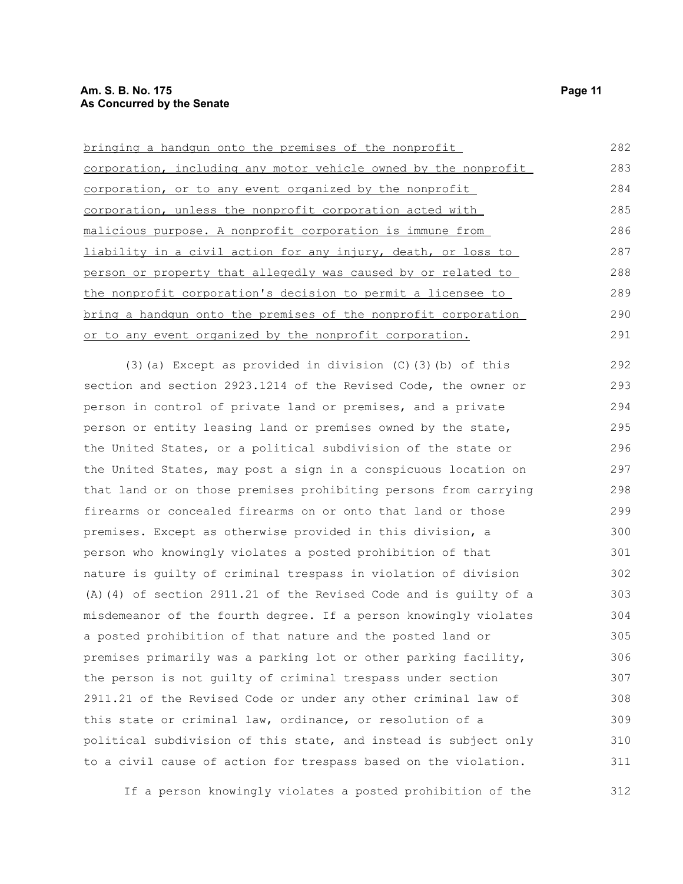bringing a handgun onto the premises of the nonprofit corporation, including any motor vehicle owned by the nonprofit corporation, or to any event organized by the nonprofit corporation, unless the nonprofit corporation acted with malicious purpose. A nonprofit corporation is immune from liability in a civil action for any injury, death, or loss to person or property that allegedly was caused by or related to the nonprofit corporation's decision to permit a licensee to bring a handgun onto the premises of the nonprofit corporation or to any event organized by the nonprofit corporation.

(3)(a) Except as provided in division (C)(3)(b) of this section and section 2923.1214 of the Revised Code, the owner or person in control of private land or premises, and a private person or entity leasing land or premises owned by the state, the United States, or a political subdivision of the state or the United States, may post a sign in a conspicuous location on that land or on those premises prohibiting persons from carrying firearms or concealed firearms on or onto that land or those premises. Except as otherwise provided in this division, a person who knowingly violates a posted prohibition of that nature is guilty of criminal trespass in violation of division (A)(4) of section 2911.21 of the Revised Code and is guilty of a misdemeanor of the fourth degree. If a person knowingly violates a posted prohibition of that nature and the posted land or premises primarily was a parking lot or other parking facility, the person is not guilty of criminal trespass under section 2911.21 of the Revised Code or under any other criminal law of this state or criminal law, ordinance, or resolution of a political subdivision of this state, and instead is subject only to a civil cause of action for trespass based on the violation.

If a person knowingly violates a posted prohibition of the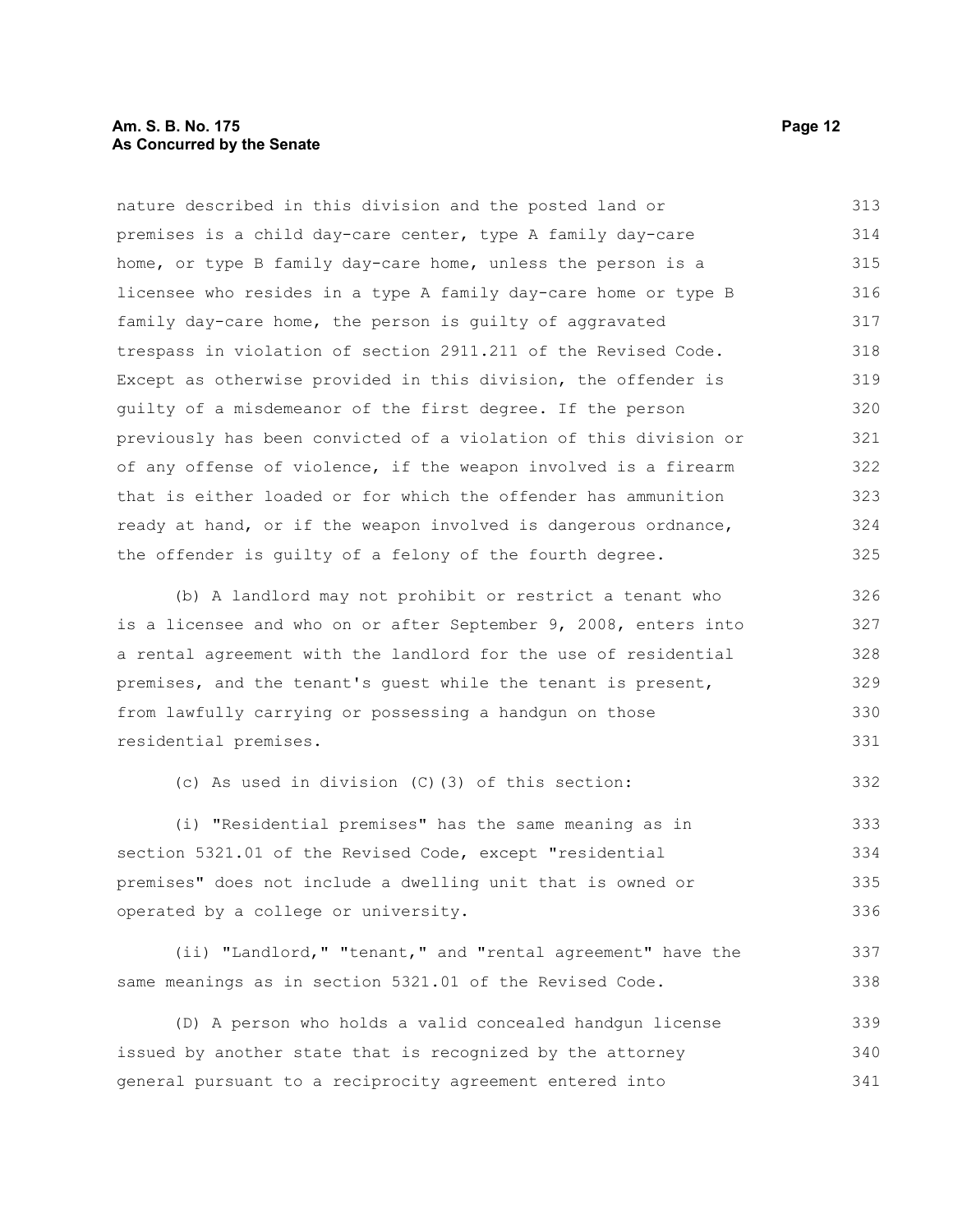nature described in this division and the posted land or premises is a child day-care center, type A family day-care home, or type B family day-care home, unless the person is a licensee who resides in a type A family day-care home or type B family day-care home, the person is guilty of aggravated trespass in violation of section 2911.211 of the Revised Code. Except as otherwise provided in this division, the offender is guilty of a misdemeanor of the first degree. If the person previously has been convicted of a violation of this division or of any offense of violence, if the weapon involved is a firearm that is either loaded or for which the offender has ammunition ready at hand, or if the weapon involved is dangerous ordnance, the offender is guilty of a felony of the fourth degree.

(b) A landlord may not prohibit or restrict a tenant who is a licensee and who on or after September 9, 2008, enters into a rental agreement with the landlord for the use of residential premises, and the tenant's guest while the tenant is present, from lawfully carrying or possessing a handgun on those residential premises.

(c) As used in division (C)(3) of this section:

(i) "Residential premises" has the same meaning as in section 5321.01 of the Revised Code, except "residential premises" does not include a dwelling unit that is owned or operated by a college or university.

(ii) "Landlord," "tenant," and "rental agreement" have the same meanings as in section 5321.01 of the Revised Code.

(D) A person who holds a valid concealed handgun license issued by another state that is recognized by the attorney general pursuant to a reciprocity agreement entered into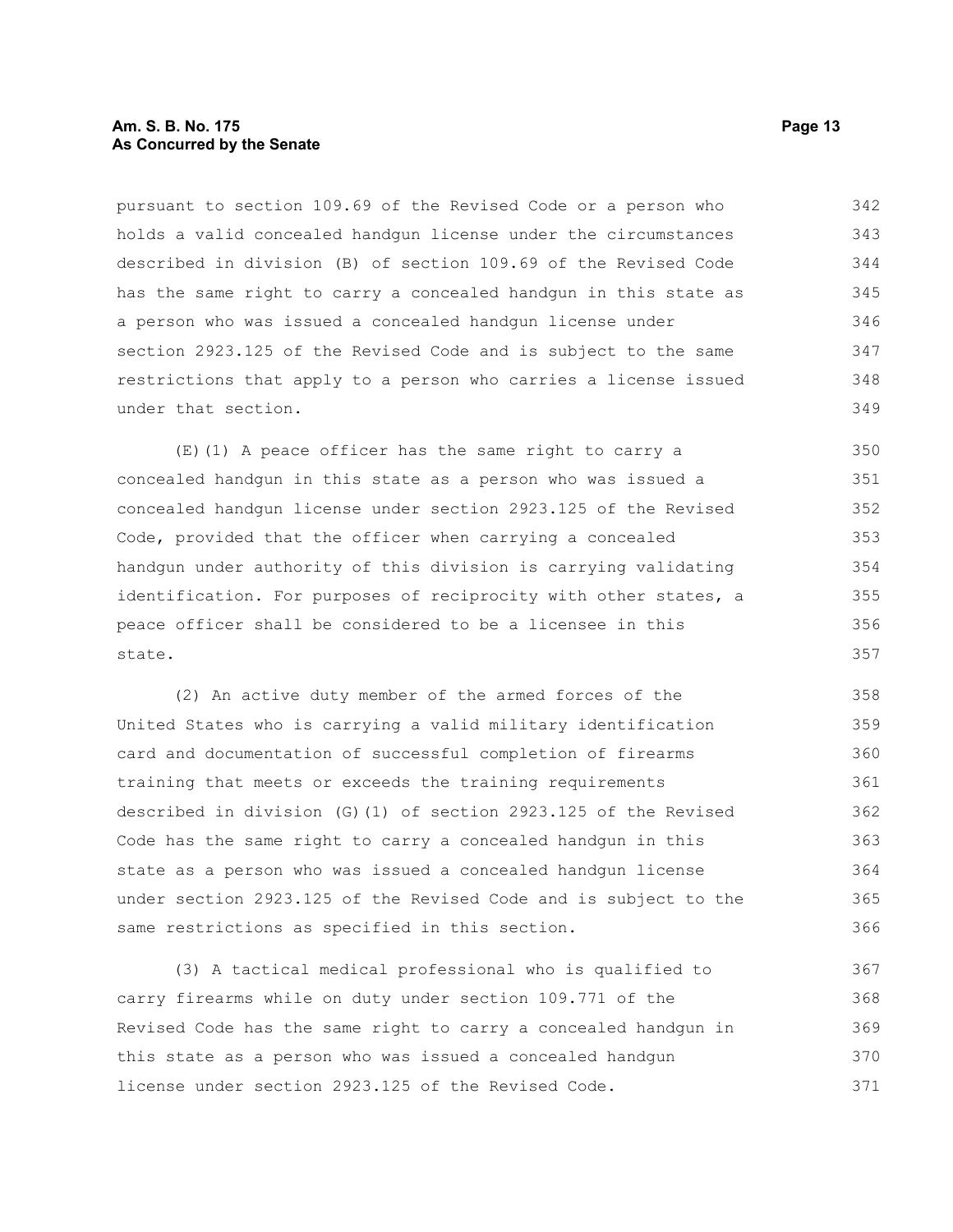pursuant to section 109.69 of the Revised Code or a person who holds a valid concealed handgun license under the circumstances described in division (B) of section 109.69 of the Revised Code has the same right to carry a concealed handgun in this state as a person who was issued a concealed handgun license under section 2923.125 of the Revised Code and is subject to the same restrictions that apply to a person who carries a license issued under that section.

(E)(1) A peace officer has the same right to carry a concealed handgun in this state as a person who was issued a concealed handgun license under section 2923.125 of the Revised Code, provided that the officer when carrying a concealed handgun under authority of this division is carrying validating identification. For purposes of reciprocity with other states, a peace officer shall be considered to be a licensee in this state.

(2) An active duty member of the armed forces of the United States who is carrying a valid military identification card and documentation of successful completion of firearms training that meets or exceeds the training requirements described in division (G)(1) of section 2923.125 of the Revised Code has the same right to carry a concealed handgun in this state as a person who was issued a concealed handgun license under section 2923.125 of the Revised Code and is subject to the same restrictions as specified in this section.

(3) A tactical medical professional who is qualified to carry firearms while on duty under section 109.771 of the Revised Code has the same right to carry a concealed handgun in this state as a person who was issued a concealed handgun license under section 2923.125 of the Revised Code.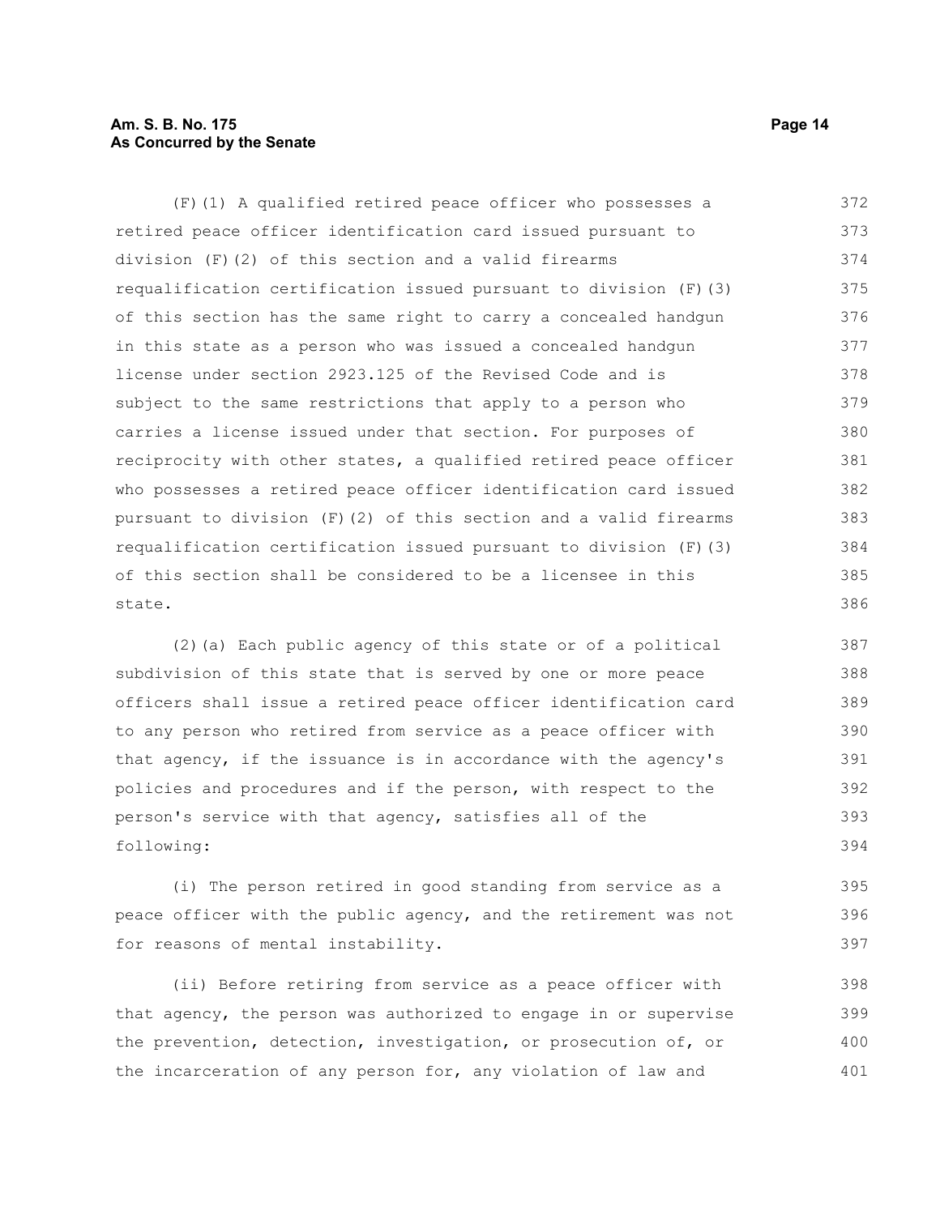(F)(1) A qualified retired peace officer who possesses a retired peace officer identification card issued pursuant to division (F)(2) of this section and a valid firearms requalification certification issued pursuant to division (F)(3) of this section has the same right to carry a concealed handgun in this state as a person who was issued a concealed handgun license under section 2923.125 of the Revised Code and is subject to the same restrictions that apply to a person who carries a license issued under that section. For purposes of reciprocity with other states, a qualified retired peace officer who possesses a retired peace officer identification card issued pursuant to division (F)(2) of this section and a valid firearms requalification certification issued pursuant to division (F)(3) of this section shall be considered to be a licensee in this state.

(2)(a) Each public agency of this state or of a political subdivision of this state that is served by one or more peace officers shall issue a retired peace officer identification card to any person who retired from service as a peace officer with that agency, if the issuance is in accordance with the agency's policies and procedures and if the person, with respect to the person's service with that agency, satisfies all of the following:

(i) The person retired in good standing from service as a peace officer with the public agency, and the retirement was not for reasons of mental instability.

(ii) Before retiring from service as a peace officer with that agency, the person was authorized to engage in or supervise the prevention, detection, investigation, or prosecution of, or the incarceration of any person for, any violation of law and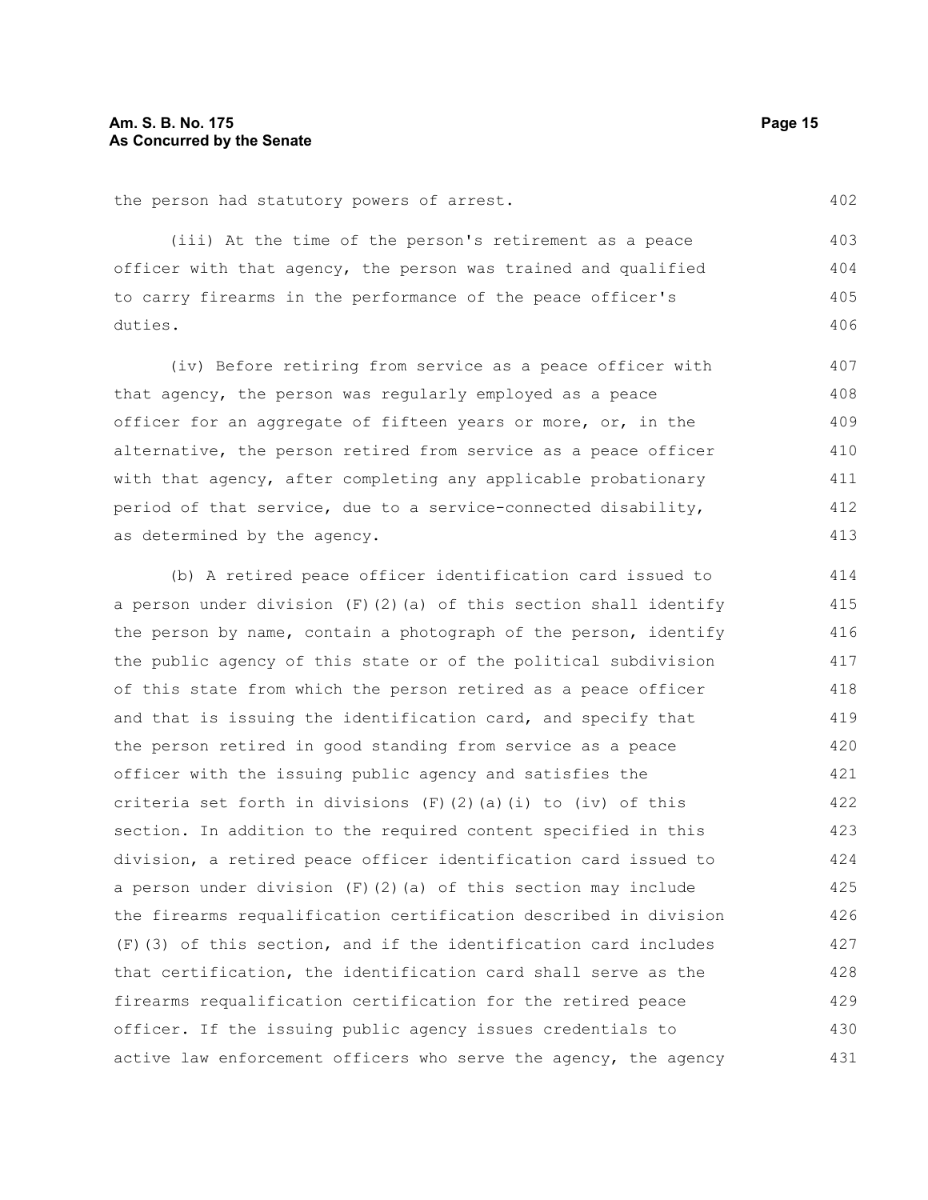the person had statutory powers of arrest.

(iii) At the time of the person's retirement as a peace officer with that agency, the person was trained and qualified to carry firearms in the performance of the peace officer's duties.

(iv) Before retiring from service as a peace officer with that agency, the person was regularly employed as a peace officer for an aggregate of fifteen years or more, or, in the alternative, the person retired from service as a peace officer with that agency, after completing any applicable probationary period of that service, due to a service-connected disability, as determined by the agency.

(b) A retired peace officer identification card issued to a person under division (F)(2)(a) of this section shall identify the person by name, contain a photograph of the person, identify the public agency of this state or of the political subdivision of this state from which the person retired as a peace officer and that is issuing the identification card, and specify that the person retired in good standing from service as a peace officer with the issuing public agency and satisfies the criteria set forth in divisions (F)(2)(a)(i) to (iv) of this section. In addition to the required content specified in this division, a retired peace officer identification card issued to a person under division (F)(2)(a) of this section may include the firearms requalification certification described in division (F)(3) of this section, and if the identification card includes that certification, the identification card shall serve as the firearms requalification certification for the retired peace officer. If the issuing public agency issues credentials to active law enforcement officers who serve the agency, the agency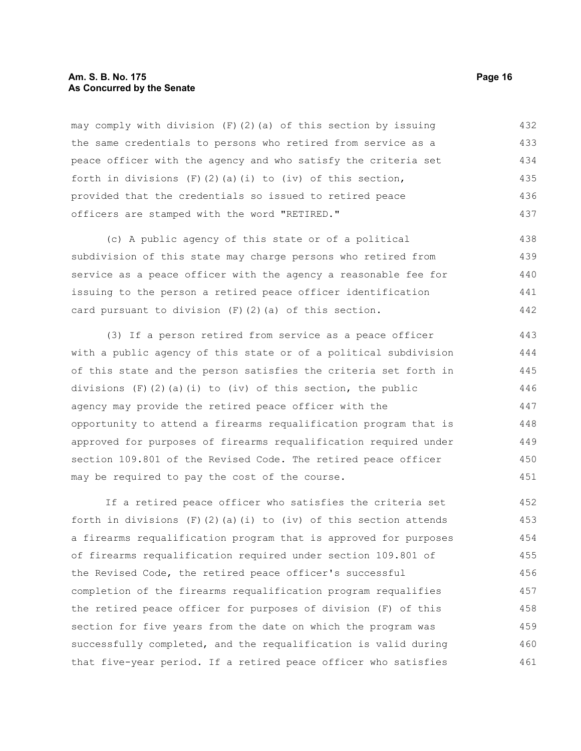may comply with division (F)(2)(a) of this section by issuing the same credentials to persons who retired from service as a peace officer with the agency and who satisfy the criteria set forth in divisions (F)(2)(a)(i) to (iv) of this section, provided that the credentials so issued to retired peace officers are stamped with the word "RETIRED."

(c) A public agency of this state or of a political subdivision of this state may charge persons who retired from service as a peace officer with the agency a reasonable fee for issuing to the person a retired peace officer identification card pursuant to division (F)(2)(a) of this section.

(3) If a person retired from service as a peace officer with a public agency of this state or of a political subdivision of this state and the person satisfies the criteria set forth in divisions (F)(2)(a)(i) to (iv) of this section, the public agency may provide the retired peace officer with the opportunity to attend a firearms requalification program that is approved for purposes of firearms requalification required under section 109.801 of the Revised Code. The retired peace officer may be required to pay the cost of the course.

If a retired peace officer who satisfies the criteria set forth in divisions (F)(2)(a)(i) to (iv) of this section attends a firearms requalification program that is approved for purposes of firearms requalification required under section 109.801 of the Revised Code, the retired peace officer's successful completion of the firearms requalification program requalifies the retired peace officer for purposes of division (F) of this section for five years from the date on which the program was successfully completed, and the requalification is valid during that five-year period. If a retired peace officer who satisfies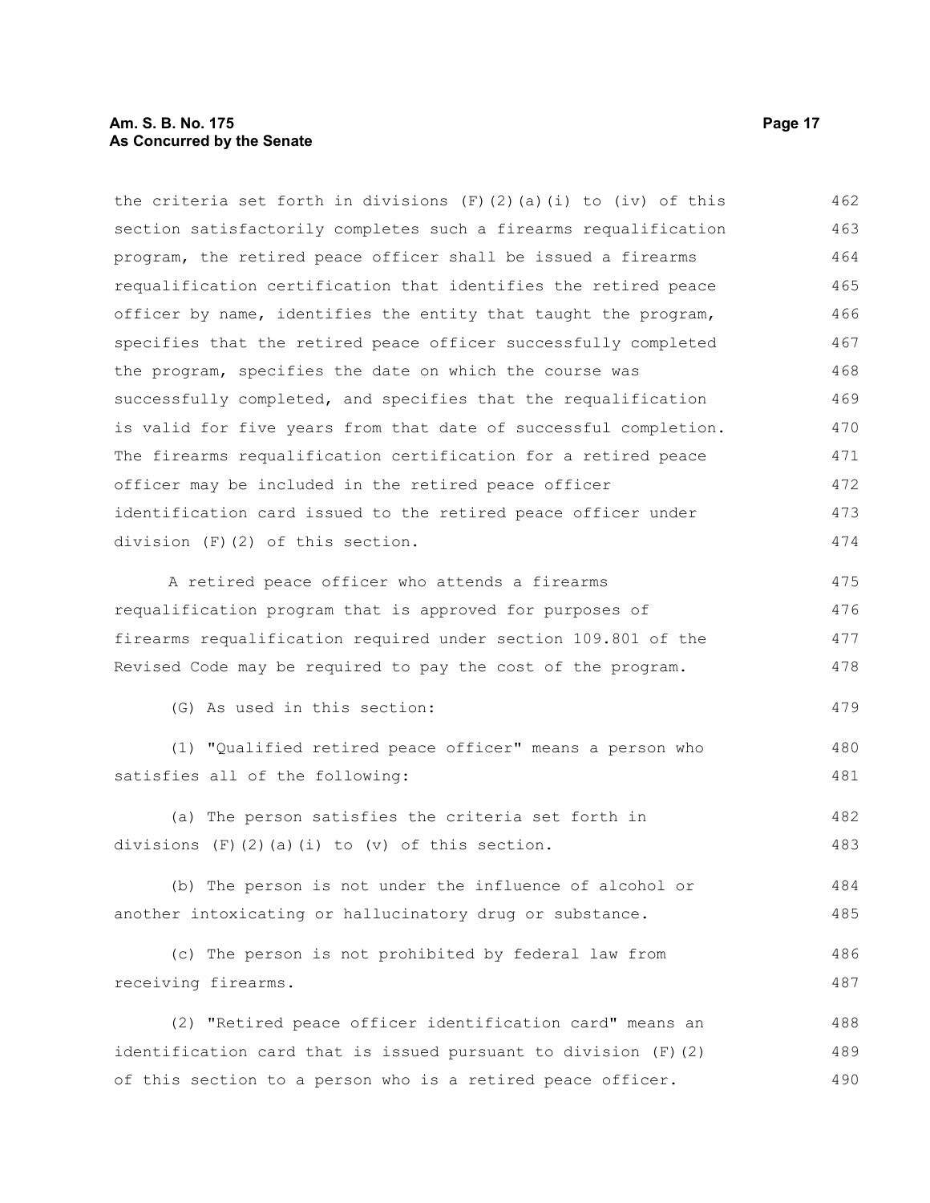the criteria set forth in divisions (F)(2)(a)(i) to (iv) of this section satisfactorily completes such a firearms requalification program, the retired peace officer shall be issued a firearms requalification certification that identifies the retired peace officer by name, identifies the entity that taught the program, specifies that the retired peace officer successfully completed the program, specifies the date on which the course was successfully completed, and specifies that the requalification is valid for five years from that date of successful completion. The firearms requalification certification for a retired peace officer may be included in the retired peace officer identification card issued to the retired peace officer under division (F)(2) of this section.

A retired peace officer who attends a firearms requalification program that is approved for purposes of firearms requalification required under section 109.801 of the Revised Code may be required to pay the cost of the program.

(G) As used in this section:

(1) "Qualified retired peace officer" means a person who satisfies all of the following:

(a) The person satisfies the criteria set forth in divisions (F)(2)(a)(i) to (v) of this section.

(b) The person is not under the influence of alcohol or another intoxicating or hallucinatory drug or substance.

(c) The person is not prohibited by federal law from receiving firearms.

(2) "Retired peace officer identification card" means an identification card that is issued pursuant to division (F)(2) of this section to a person who is a retired peace officer.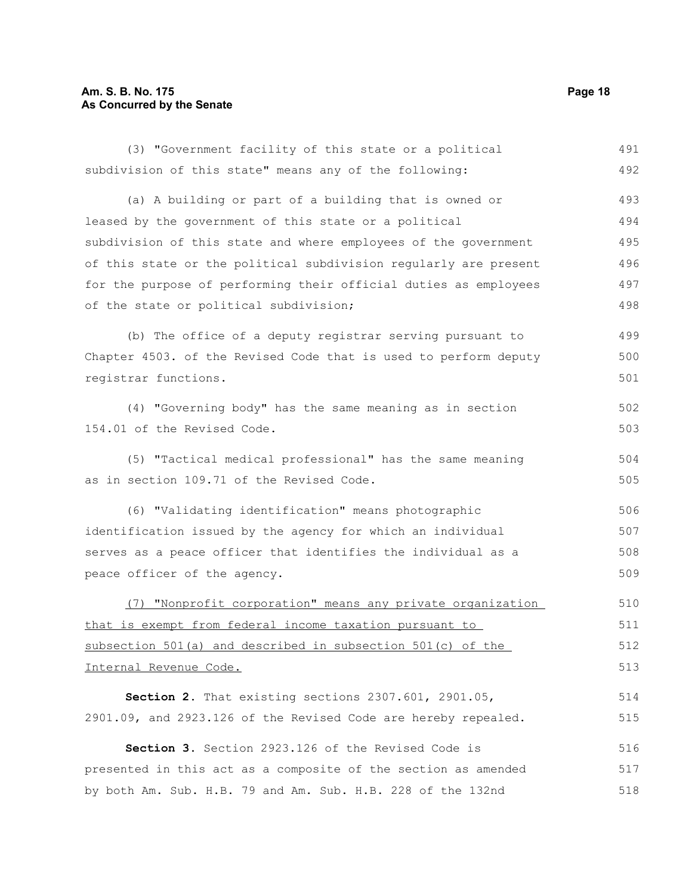(3) "Government facility of this state or a political subdivision of this state" means any of the following:

(a) A building or part of a building that is owned or leased by the government of this state or a political subdivision of this state and where employees of the government of this state or the political subdivision regularly are present for the purpose of performing their official duties as employees of the state or political subdivision;

(b) The office of a deputy registrar serving pursuant to Chapter 4503. of the Revised Code that is used to perform deputy registrar functions.

(4) "Governing body" has the same meaning as in section 154.01 of the Revised Code.

(5) "Tactical medical professional" has the same meaning as in section 109.71 of the Revised Code.

(6) "Validating identification" means photographic identification issued by the agency for which an individual serves as a peace officer that identifies the individual as a peace officer of the agency.

<u>(7) "Nonprofit corporation" means any private organization that is exempt from federal income taxation pursuant to subsection 501(a) and described in subsection 501(c) of the Internal Revenue Code.</u>

**Section 2.** That existing sections 2307.601, 2901.05, 2901.09, and 2923.126 of the Revised Code are hereby repealed.

**Section 3.** Section 2923.126 of the Revised Code is presented in this act as a composite of the section as amended by both Am. Sub. H.B. 79 and Am. Sub. H.B. 228 of the 132nd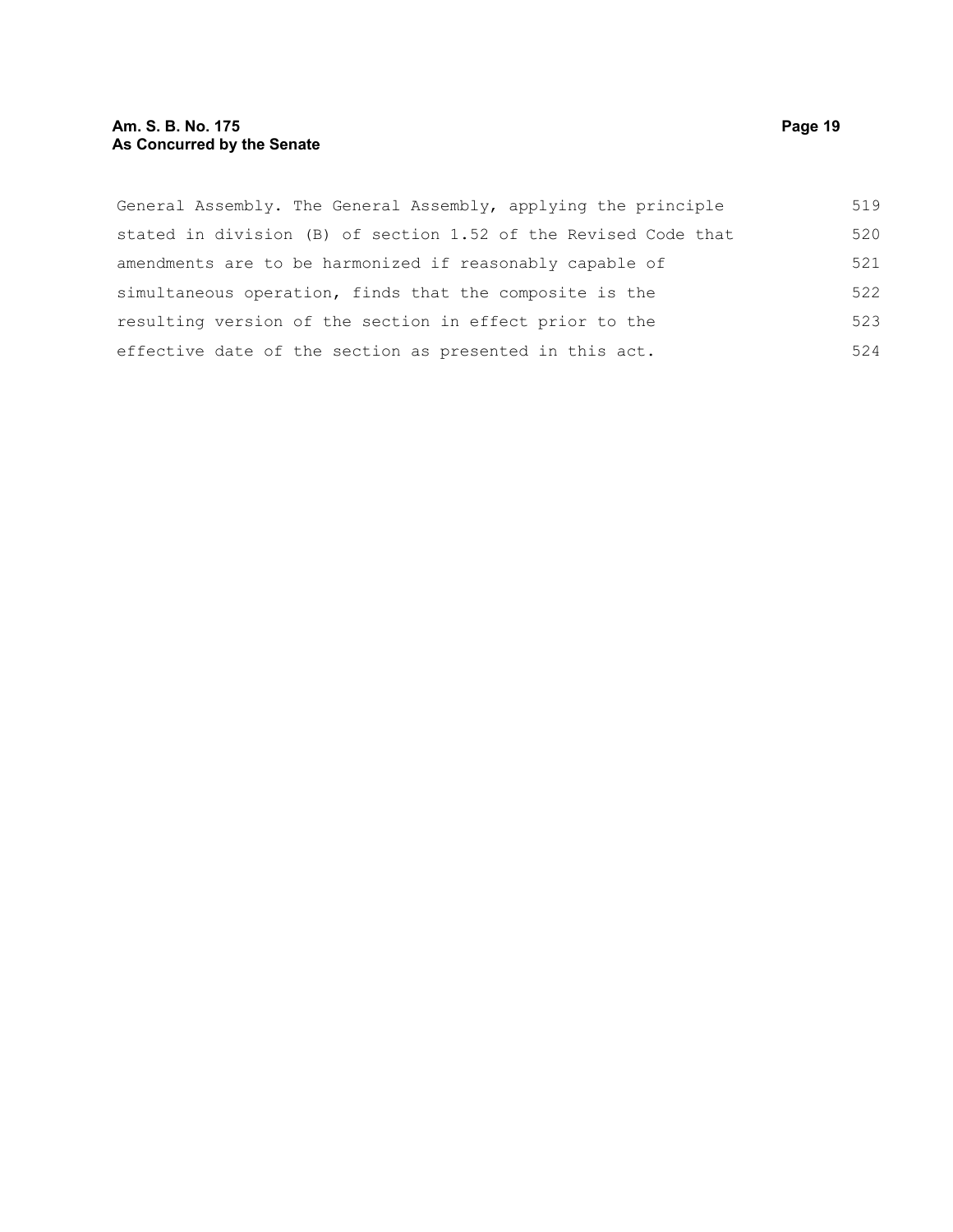General Assembly. The General Assembly, applying the principle stated in division (B) of section 1.52 of the Revised Code that amendments are to be harmonized if reasonably capable of simultaneous operation, finds that the composite is the resulting version of the section in effect prior to the effective date of the section as presented in this act.